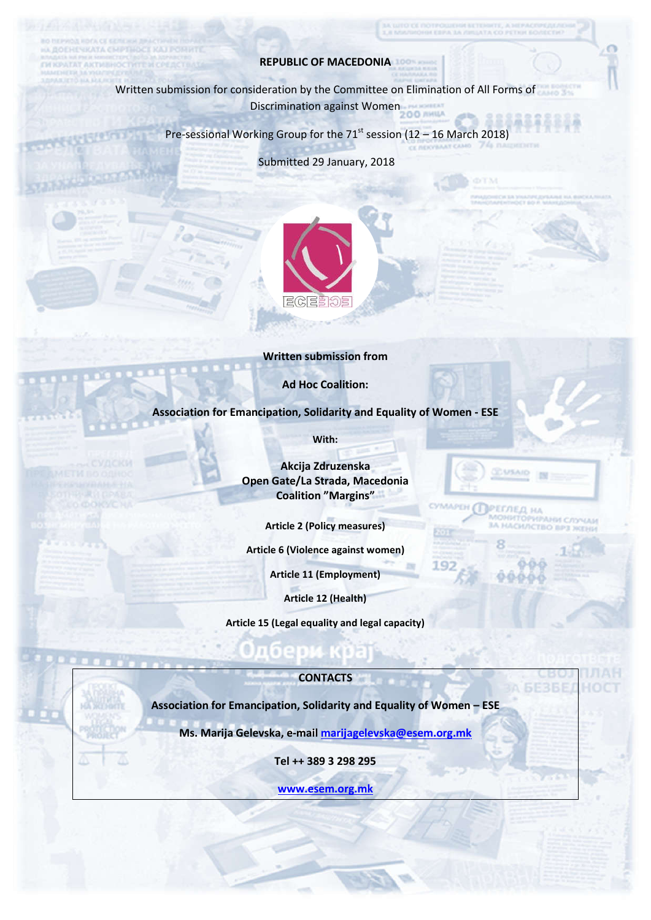**REPUBLIC OF MACEDONIA**

Written submission for consideration by the Committee on Elimination of All Forms of Discrimination against Women

Pre-sessional Working Group for the 71st session (12 – 16 March 2018)

Submitted 29 January, 2018

**Written submission from**

**Ad Hoc Coalition:**

**Association for Emancipation, Solidarity and Equality of Women - ESE**

**With:**

**Akcija Zdruzenska**
**Open Gate/La Strada, Macedonia**
**Coalition "Margins"**

**Article 2 (Policy measures)**

**Article 6 (Violence against women)**

**Article 11 (Employment)**

**Article 12 (Health)**

**Article 15 (Legal equality and legal capacity)**

**CONTACTS**

**Association for Emancipation, Solidarity and Equality of Women – ESE**

**Ms. Marija Gelevska, e-mail marijagelevska@esem.org.mk**

**Tel ++ 389 3 298 295**

**www.esem.org.mk**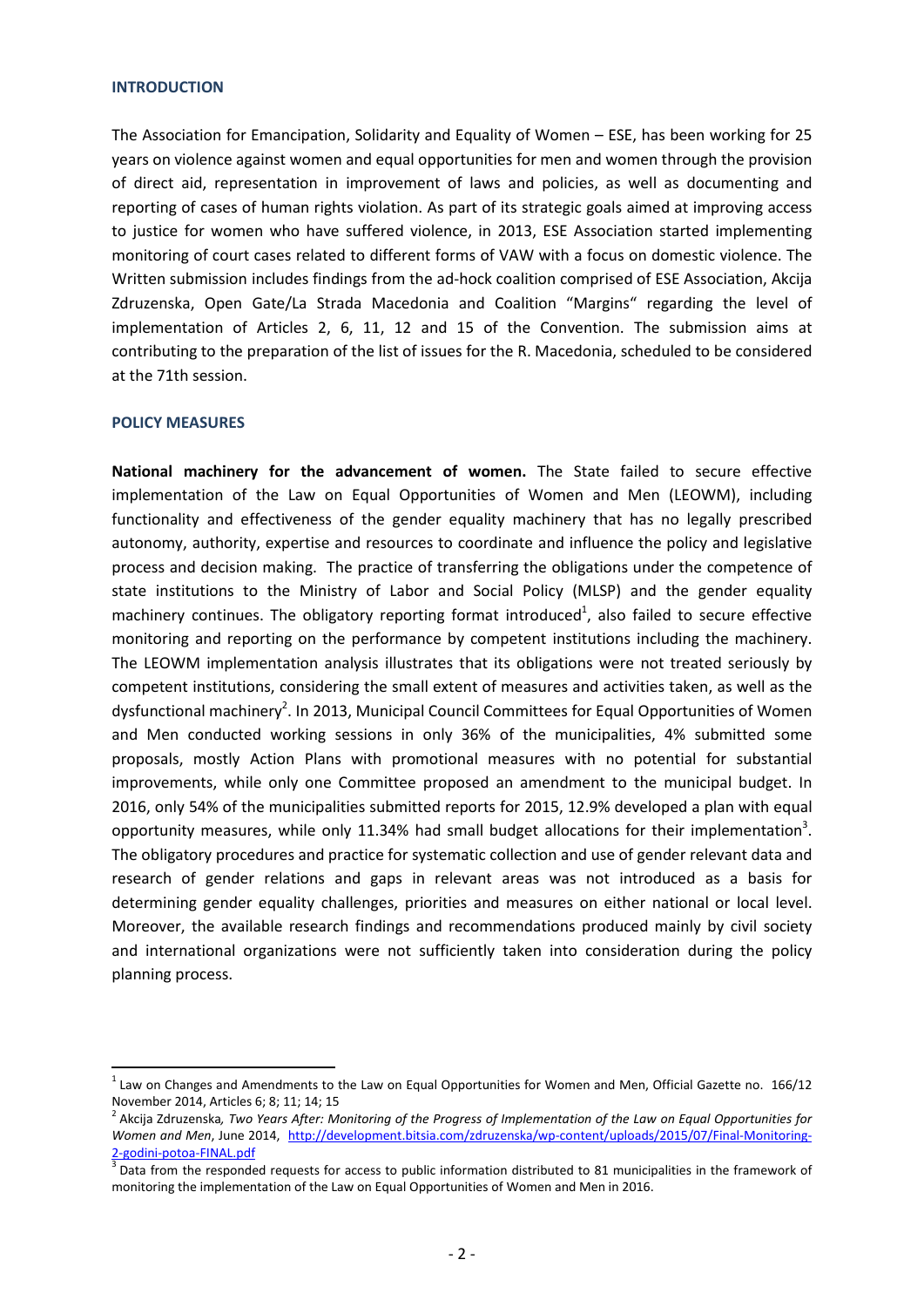## INTRODUCTION

The Association for Emancipation, Solidarity and Equality of Women – ESE, has been working for 25 years on violence against women and equal opportunities for men and women through the provision of direct aid, representation in improvement of laws and policies, as well as documenting and reporting of cases of human rights violation. As part of its strategic goals aimed at improving access to justice for women who have suffered violence, in 2013, ESE Association started implementing monitoring of court cases related to different forms of VAW with a focus on domestic violence. The Written submission includes findings from the ad-hock coalition comprised of ESE Association, Akcija Zdruzenska, Open Gate/La Strada Macedonia and Coalition "Margins" regarding the level of implementation of Articles 2, 6, 11, 12 and 15 of the Convention. The submission aims at contributing to the preparation of the list of issues for the R. Macedonia, scheduled to be considered at the 71th session.

## POLICY MEASURES

**National machinery for the advancement of women.** The State failed to secure effective implementation of the Law on Equal Opportunities of Women and Men (LEOWM), including functionality and effectiveness of the gender equality machinery that has no legally prescribed autonomy, authority, expertise and resources to coordinate and influence the policy and legislative process and decision making. The practice of transferring the obligations under the competence of state institutions to the Ministry of Labor and Social Policy (MLSP) and the gender equality machinery continues. The obligatory reporting format introduced[1], also failed to secure effective monitoring and reporting on the performance by competent institutions including the machinery. The LEOWM implementation analysis illustrates that its obligations were not treated seriously by competent institutions, considering the small extent of measures and activities taken, as well as the dysfunctional machinery[2]. In 2013, Municipal Council Committees for Equal Opportunities of Women and Men conducted working sessions in only 36% of the municipalities, 4% submitted some proposals, mostly Action Plans with promotional measures with no potential for substantial improvements, while only one Committee proposed an amendment to the municipal budget. In 2016, only 54% of the municipalities submitted reports for 2015, 12.9% developed a plan with equal opportunity measures, while only 11.34% had small budget allocations for their implementation[3]. The obligatory procedures and practice for systematic collection and use of gender relevant data and research of gender relations and gaps in relevant areas was not introduced as a basis for determining gender equality challenges, priorities and measures on either national or local level. Moreover, the available research findings and recommendations produced mainly by civil society and international organizations were not sufficiently taken into consideration during the policy planning process.

---

[1] Law on Changes and Amendments to the Law on Equal Opportunities for Women and Men, Official Gazette no. 166/12 November 2014, Articles 6; 8; 11; 14; 15

[2] Akcija Zdruzenska, *Two Years After: Monitoring of the Progress of Implementation of the Law on Equal Opportunities for Women and Men*, June 2014, http://development.bitsia.com/zdruzenska/wp-content/uploads/2015/07/Final-Monitoring-2-godini-potoa-FINAL.pdf

[3] Data from the responded requests for access to public information distributed to 81 municipalities in the framework of monitoring the implementation of the Law on Equal Opportunities of Women and Men in 2016.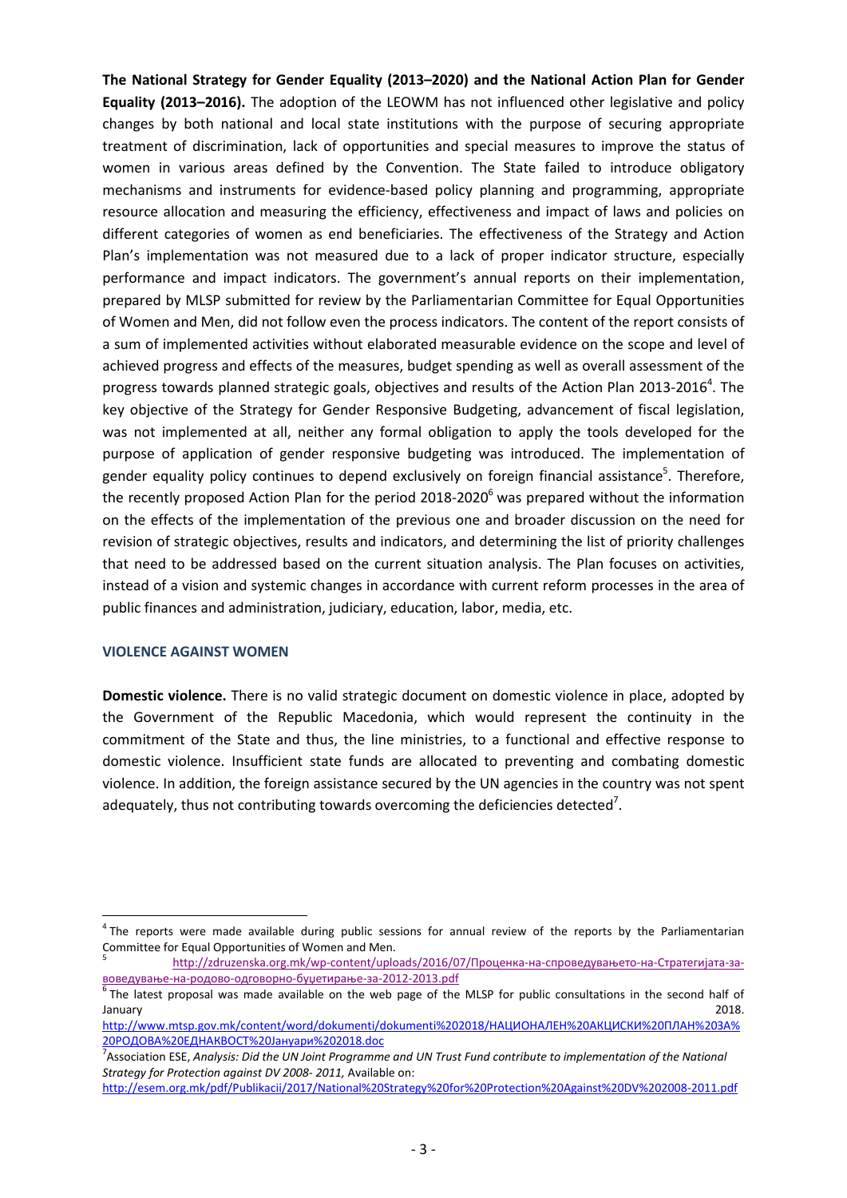**The National Strategy for Gender Equality (2013–2020) and the National Action Plan for Gender Equality (2013–2016).** The adoption of the LEOWM has not influenced other legislative and policy changes by both national and local state institutions with the purpose of securing appropriate treatment of discrimination, lack of opportunities and special measures to improve the status of women in various areas defined by the Convention. The State failed to introduce obligatory mechanisms and instruments for evidence-based policy planning and programming, appropriate resource allocation and measuring the efficiency, effectiveness and impact of laws and policies on different categories of women as end beneficiaries. The effectiveness of the Strategy and Action Plan's implementation was not measured due to a lack of proper indicator structure, especially performance and impact indicators. The government's annual reports on their implementation, prepared by MLSP submitted for review by the Parliamentarian Committee for Equal Opportunities of Women and Men, did not follow even the process indicators. The content of the report consists of a sum of implemented activities without elaborated measurable evidence on the scope and level of achieved progress and effects of the measures, budget spending as well as overall assessment of the progress towards planned strategic goals, objectives and results of the Action Plan 2013-2016[4]. The key objective of the Strategy for Gender Responsive Budgeting, advancement of fiscal legislation, was not implemented at all, neither any formal obligation to apply the tools developed for the purpose of application of gender responsive budgeting was introduced. The implementation of gender equality policy continues to depend exclusively on foreign financial assistance[5]. Therefore, the recently proposed Action Plan for the period 2018-2020[6] was prepared without the information on the effects of the implementation of the previous one and broader discussion on the need for revision of strategic objectives, results and indicators, and determining the list of priority challenges that need to be addressed based on the current situation analysis. The Plan focuses on activities, instead of a vision and systemic changes in accordance with current reform processes in the area of public finances and administration, judiciary, education, labor, media, etc.

## VIOLENCE AGAINST WOMEN

**Domestic violence.** There is no valid strategic document on domestic violence in place, adopted by the Government of the Republic Macedonia, which would represent the continuity in the commitment of the State and thus, the line ministries, to a functional and effective response to domestic violence. Insufficient state funds are allocated to preventing and combating domestic violence. In addition, the foreign assistance secured by the UN agencies in the country was not spent adequately, thus not contributing towards overcoming the deficiencies detected[7].

---

[4] The reports were made available during public sessions for annual review of the reports by the Parliamentarian Committee for Equal Opportunities of Women and Men.

[5] http://zdruzenska.org.mk/wp-content/uploads/2016/07/Проценка-на-спроведувањето-на-Стратегијата-за-воведување-на-родово-одговорно-буџетирање-за-2012-2013.pdf

[6] The latest proposal was made available on the web page of the MLSP for public consultations in the second half of January 2018. http://www.mtsp.gov.mk/content/word/dokumenti/dokumenti%202018/НАЦИОНАЛЕН%20АКЦИСКИ%20ПЛАН%20ЗА%20РОДОВА%20ЕДНАКВОСТ%20Јануари%202018.doc

[7] Association ESE, *Analysis: Did the UN Joint Programme and UN Trust Fund contribute to implementation of the National Strategy for Protection against DV 2008- 2011,* Available on: http://esem.org.mk/pdf/Publikacii/2017/National%20Strategy%20for%20Protection%20Against%20DV%202008-2011.pdf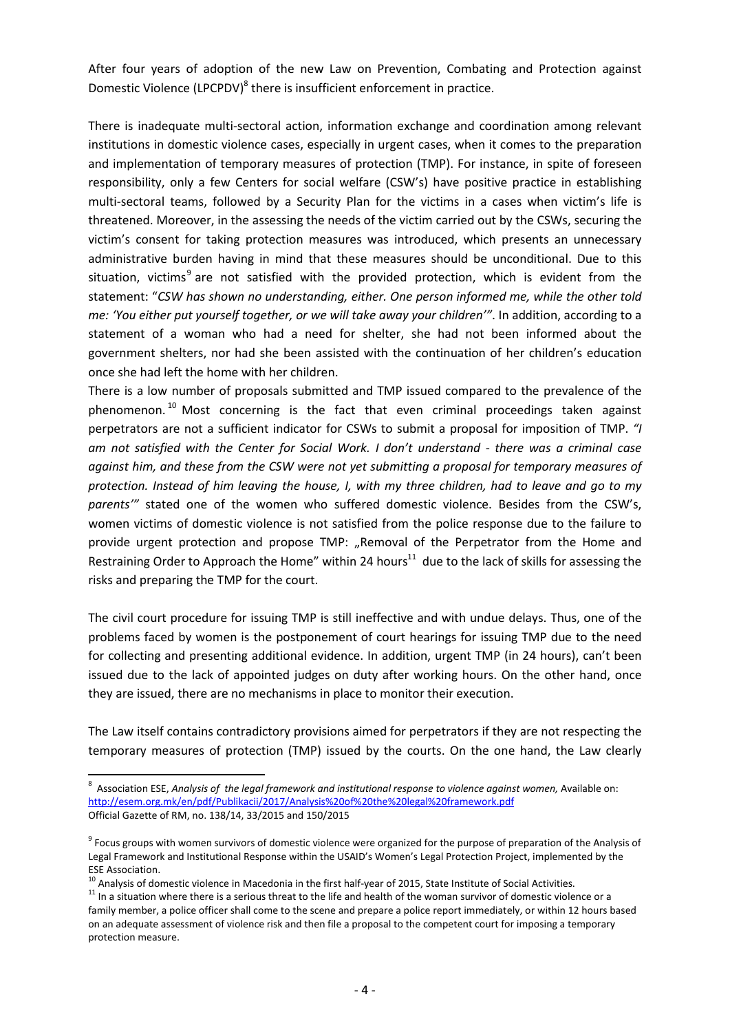After four years of adoption of the new Law on Prevention, Combating and Protection against Domestic Violence (LPCPDV)[8] there is insufficient enforcement in practice.

There is inadequate multi-sectoral action, information exchange and coordination among relevant institutions in domestic violence cases, especially in urgent cases, when it comes to the preparation and implementation of temporary measures of protection (TMP). For instance, in spite of foreseen responsibility, only a few Centers for social welfare (CSW's) have positive practice in establishing multi-sectoral teams, followed by a Security Plan for the victims in a cases when victim's life is threatened. Moreover, in the assessing the needs of the victim carried out by the CSWs, securing the victim's consent for taking protection measures was introduced, which presents an unnecessary administrative burden having in mind that these measures should be unconditional. Due to this situation, victims[9] are not satisfied with the provided protection, which is evident from the statement: "*CSW has shown no understanding, either. One person informed me, while the other told me: 'You either put yourself together, or we will take away your children'*". In addition, according to a statement of a woman who had a need for shelter, she had not been informed about the government shelters, nor had she been assisted with the continuation of her children's education once she had left the home with her children.

There is a low number of proposals submitted and TMP issued compared to the prevalence of the phenomenon.[10] Most concerning is the fact that even criminal proceedings taken against perpetrators are not a sufficient indicator for CSWs to submit a proposal for imposition of TMP. *"I am not satisfied with the Center for Social Work. I don't understand - there was a criminal case against him, and these from the CSW were not yet submitting a proposal for temporary measures of protection. Instead of him leaving the house, I, with my three children, had to leave and go to my parents'"* stated one of the women who suffered domestic violence. Besides from the CSW's, women victims of domestic violence is not satisfied from the police response due to the failure to provide urgent protection and propose TMP: „Removal of the Perpetrator from the Home and Restraining Order to Approach the Home" within 24 hours[11] due to the lack of skills for assessing the risks and preparing the TMP for the court.

The civil court procedure for issuing TMP is still ineffective and with undue delays. Thus, one of the problems faced by women is the postponement of court hearings for issuing TMP due to the need for collecting and presenting additional evidence. In addition, urgent TMP (in 24 hours), can't been issued due to the lack of appointed judges on duty after working hours. On the other hand, once they are issued, there are no mechanisms in place to monitor their execution.

The Law itself contains contradictory provisions aimed for perpetrators if they are not respecting the temporary measures of protection (TMP) issued by the courts. On the one hand, the Law clearly

---

[8] Association ESE, *Analysis of the legal framework and institutional response to violence against women,* Available on: http://esem.org.mk/en/pdf/Publikacii/2017/Analysis%20of%20the%20legal%20framework.pdf
Official Gazette of RM, no. 138/14, 33/2015 and 150/2015

[9] Focus groups with women survivors of domestic violence were organized for the purpose of preparation of the Analysis of Legal Framework and Institutional Response within the USAID's Women's Legal Protection Project, implemented by the ESE Association.

[10] Analysis of domestic violence in Macedonia in the first half-year of 2015, State Institute of Social Activities.

[11] In a situation where there is a serious threat to the life and health of the woman survivor of domestic violence or a family member, a police officer shall come to the scene and prepare a police report immediately, or within 12 hours based on an adequate assessment of violence risk and then file a proposal to the competent court for imposing a temporary protection measure.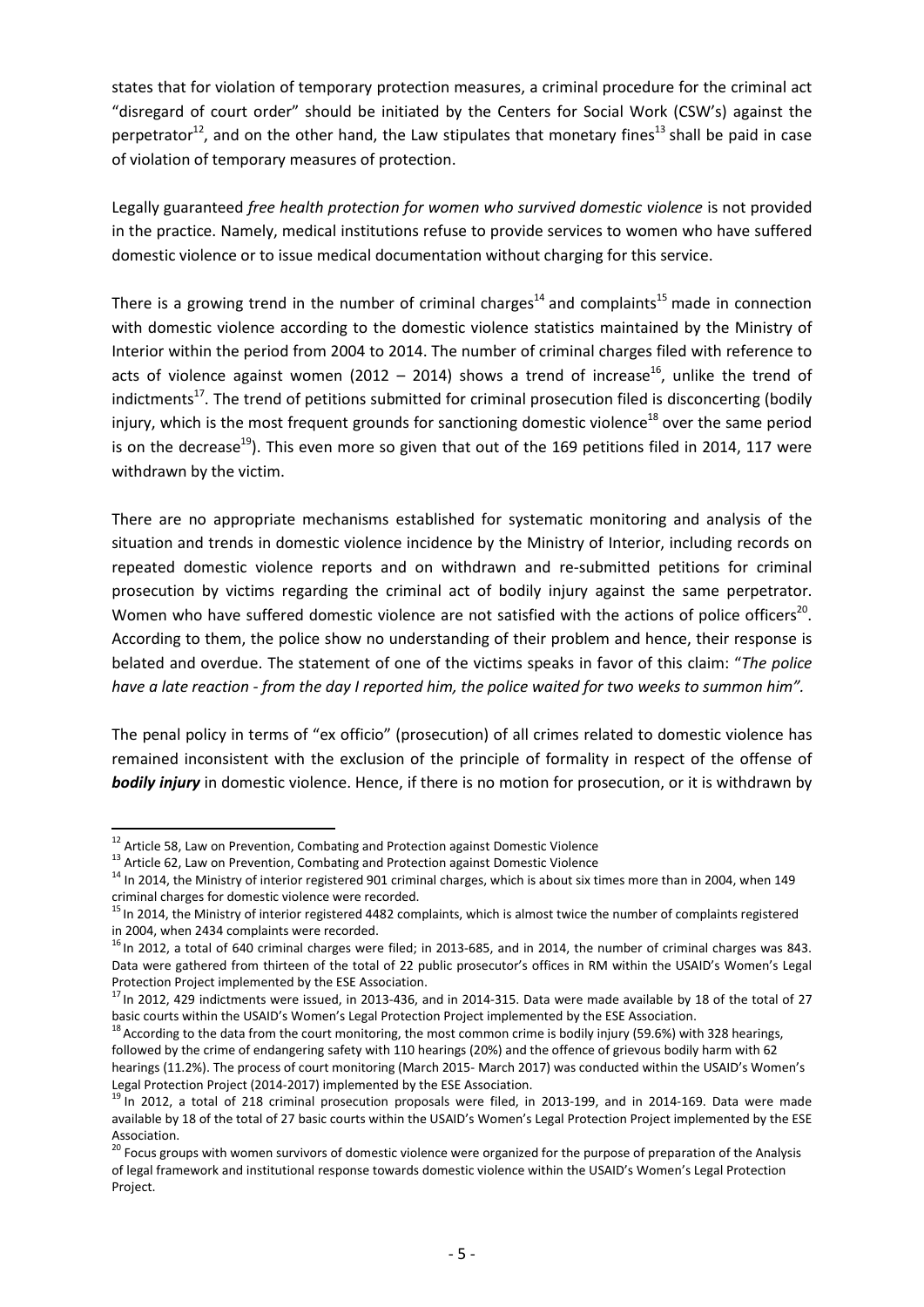states that for violation of temporary protection measures, a criminal procedure for the criminal act "disregard of court order" should be initiated by the Centers for Social Work (CSW's) against the perpetrator[12], and on the other hand, the Law stipulates that monetary fines[13] shall be paid in case of violation of temporary measures of protection.

Legally guaranteed *free health protection for women who survived domestic violence* is not provided in the practice. Namely, medical institutions refuse to provide services to women who have suffered domestic violence or to issue medical documentation without charging for this service.

There is a growing trend in the number of criminal charges[14] and complaints[15] made in connection with domestic violence according to the domestic violence statistics maintained by the Ministry of Interior within the period from 2004 to 2014. The number of criminal charges filed with reference to acts of violence against women (2012 – 2014) shows a trend of increase[16], unlike the trend of indictments[17]. The trend of petitions submitted for criminal prosecution filed is disconcerting (bodily injury, which is the most frequent grounds for sanctioning domestic violence[18] over the same period is on the decrease[19]). This even more so given that out of the 169 petitions filed in 2014, 117 were withdrawn by the victim.

There are no appropriate mechanisms established for systematic monitoring and analysis of the situation and trends in domestic violence incidence by the Ministry of Interior, including records on repeated domestic violence reports and on withdrawn and re-submitted petitions for criminal prosecution by victims regarding the criminal act of bodily injury against the same perpetrator. Women who have suffered domestic violence are not satisfied with the actions of police officers[20]. According to them, the police show no understanding of their problem and hence, their response is belated and overdue. The statement of one of the victims speaks in favor of this claim: "*The police have a late reaction - from the day I reported him, the police waited for two weeks to summon him".*

The penal policy in terms of "ex officio" (prosecution) of all crimes related to domestic violence has remained inconsistent with the exclusion of the principle of formality in respect of the offense of ***bodily injury*** in domestic violence. Hence, if there is no motion for prosecution, or it is withdrawn by

---

[12] Article 58, Law on Prevention, Combating and Protection against Domestic Violence

[13] Article 62, Law on Prevention, Combating and Protection against Domestic Violence

[14] In 2014, the Ministry of interior registered 901 criminal charges, which is about six times more than in 2004, when 149 criminal charges for domestic violence were recorded.

[15] In 2014, the Ministry of interior registered 4482 complaints, which is almost twice the number of complaints registered in 2004, when 2434 complaints were recorded.

[16] In 2012, a total of 640 criminal charges were filed; in 2013-685, and in 2014, the number of criminal charges was 843. Data were gathered from thirteen of the total of 22 public prosecutor's offices in RM within the USAID's Women's Legal Protection Project implemented by the ESE Association.

[17] In 2012, 429 indictments were issued, in 2013-436, and in 2014-315. Data were made available by 18 of the total of 27 basic courts within the USAID's Women's Legal Protection Project implemented by the ESE Association.

[18] According to the data from the court monitoring, the most common crime is bodily injury (59.6%) with 328 hearings, followed by the crime of endangering safety with 110 hearings (20%) and the offence of grievous bodily harm with 62 hearings (11.2%). The process of court monitoring (March 2015- March 2017) was conducted within the USAID's Women's Legal Protection Project (2014-2017) implemented by the ESE Association.

[19] In 2012, a total of 218 criminal prosecution proposals were filed, in 2013-199, and in 2014-169. Data were made available by 18 of the total of 27 basic courts within the USAID's Women's Legal Protection Project implemented by the ESE Association.

[20] Focus groups with women survivors of domestic violence were organized for the purpose of preparation of the Analysis of legal framework and institutional response towards domestic violence within the USAID's Women's Legal Protection Project.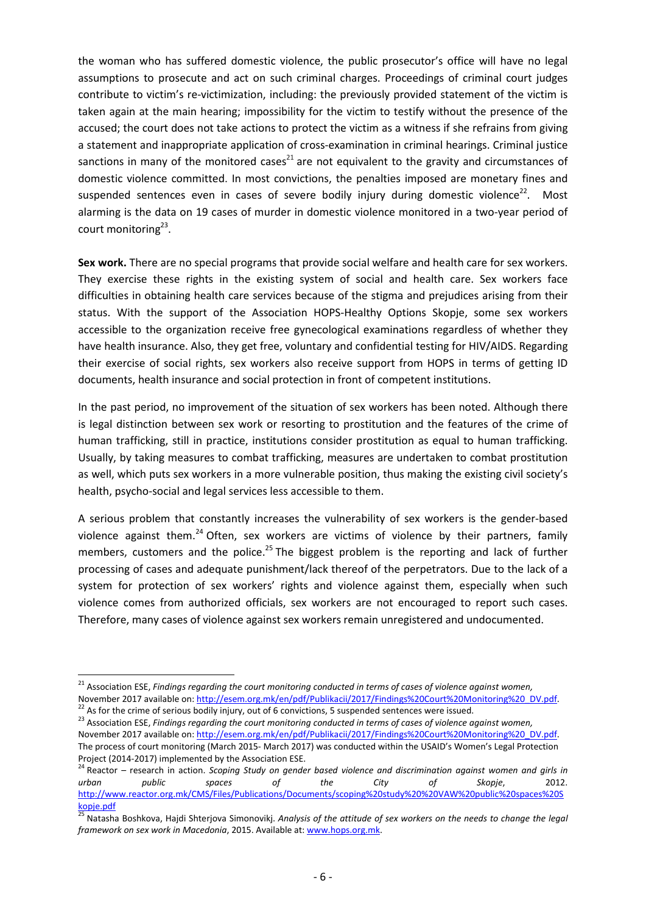the woman who has suffered domestic violence, the public prosecutor's office will have no legal assumptions to prosecute and act on such criminal charges. Proceedings of criminal court judges contribute to victim's re-victimization, including: the previously provided statement of the victim is taken again at the main hearing; impossibility for the victim to testify without the presence of the accused; the court does not take actions to protect the victim as a witness if she refrains from giving a statement and inappropriate application of cross-examination in criminal hearings. Criminal justice sanctions in many of the monitored cases[21] are not equivalent to the gravity and circumstances of domestic violence committed. In most convictions, the penalties imposed are monetary fines and suspended sentences even in cases of severe bodily injury during domestic violence[22]. Most alarming is the data on 19 cases of murder in domestic violence monitored in a two-year period of court monitoring[23].

**Sex work.** There are no special programs that provide social welfare and health care for sex workers. They exercise these rights in the existing system of social and health care. Sex workers face difficulties in obtaining health care services because of the stigma and prejudices arising from their status. With the support of the Association HOPS-Healthy Options Skopje, some sex workers accessible to the organization receive free gynecological examinations regardless of whether they have health insurance. Also, they get free, voluntary and confidential testing for HIV/AIDS. Regarding their exercise of social rights, sex workers also receive support from HOPS in terms of getting ID documents, health insurance and social protection in front of competent institutions.

In the past period, no improvement of the situation of sex workers has been noted. Although there is legal distinction between sex work or resorting to prostitution and the features of the crime of human trafficking, still in practice, institutions consider prostitution as equal to human trafficking. Usually, by taking measures to combat trafficking, measures are undertaken to combat prostitution as well, which puts sex workers in a more vulnerable position, thus making the existing civil society's health, psycho-social and legal services less accessible to them.

A serious problem that constantly increases the vulnerability of sex workers is the gender-based violence against them.[24] Often, sex workers are victims of violence by their partners, family members, customers and the police.[25] The biggest problem is the reporting and lack of further processing of cases and adequate punishment/lack thereof of the perpetrators. Due to the lack of a system for protection of sex workers' rights and violence against them, especially when such violence comes from authorized officials, sex workers are not encouraged to report such cases. Therefore, many cases of violence against sex workers remain unregistered and undocumented.

---

[21] Association ESE, *Findings regarding the court monitoring conducted in terms of cases of violence against women,* November 2017 available on: http://esem.org.mk/en/pdf/Publikacii/2017/Findings%20Court%20Monitoring%20_DV.pdf.

[22] As for the crime of serious bodily injury, out of 6 convictions, 5 suspended sentences were issued.

[23] Association ESE, *Findings regarding the court monitoring conducted in terms of cases of violence against women,* November 2017 available on: http://esem.org.mk/en/pdf/Publikacii/2017/Findings%20Court%20Monitoring%20_DV.pdf. The process of court monitoring (March 2015- March 2017) was conducted within the USAID's Women's Legal Protection Project (2014-2017) implemented by the Association ESE.

[24] Reactor – research in action. *Scoping Study on gender based violence and discrimination against women and girls in urban public spaces of the City of Skopje*, 2012. http://www.reactor.org.mk/CMS/Files/Publications/Documents/scoping%20study%20%20VAW%20public%20spaces%20Skopje.pdf

[25] Natasha Boshkova, Hajdi Shterjova Simonovikj. *Analysis of the attitude of sex workers on the needs to change the legal framework on sex work in Macedonia*, 2015. Available at: www.hops.org.mk.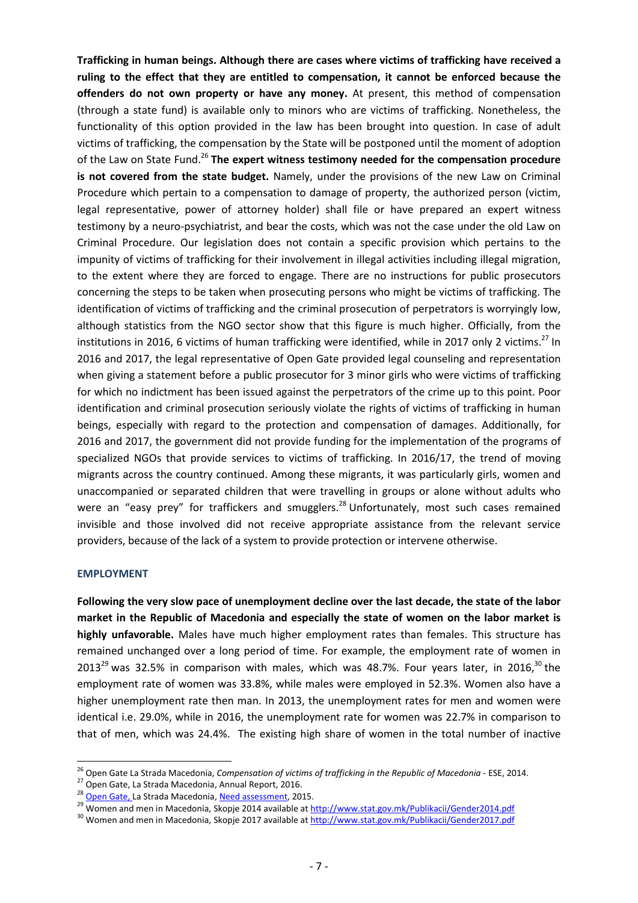**Trafficking in human beings. Although there are cases where victims of trafficking have received a ruling to the effect that they are entitled to compensation, it cannot be enforced because the offenders do not own property or have any money.** At present, this method of compensation (through a state fund) is available only to minors who are victims of trafficking. Nonetheless, the functionality of this option provided in the law has been brought into question. In case of adult victims of trafficking, the compensation by the State will be postponed until the moment of adoption of the Law on State Fund.[26] **The expert witness testimony needed for the compensation procedure is not covered from the state budget.** Namely, under the provisions of the new Law on Criminal Procedure which pertain to a compensation to damage of property, the authorized person (victim, legal representative, power of attorney holder) shall file or have prepared an expert witness testimony by a neuro-psychiatrist, and bear the costs, which was not the case under the old Law on Criminal Procedure. Our legislation does not contain a specific provision which pertains to the impunity of victims of trafficking for their involvement in illegal activities including illegal migration, to the extent where they are forced to engage. There are no instructions for public prosecutors concerning the steps to be taken when prosecuting persons who might be victims of trafficking. The identification of victims of trafficking and the criminal prosecution of perpetrators is worryingly low, although statistics from the NGO sector show that this figure is much higher. Officially, from the institutions in 2016, 6 victims of human trafficking were identified, while in 2017 only 2 victims.[27] In 2016 and 2017, the legal representative of Open Gate provided legal counseling and representation when giving a statement before a public prosecutor for 3 minor girls who were victims of trafficking for which no indictment has been issued against the perpetrators of the crime up to this point. Poor identification and criminal prosecution seriously violate the rights of victims of trafficking in human beings, especially with regard to the protection and compensation of damages. Additionally, for 2016 and 2017, the government did not provide funding for the implementation of the programs of specialized NGOs that provide services to victims of trafficking. In 2016/17, the trend of moving migrants across the country continued. Among these migrants, it was particularly girls, women and unaccompanied or separated children that were travelling in groups or alone without adults who were an "easy prey" for traffickers and smugglers.[28] Unfortunately, most such cases remained invisible and those involved did not receive appropriate assistance from the relevant service providers, because of the lack of a system to provide protection or intervene otherwise.

## EMPLOYMENT

**Following the very slow pace of unemployment decline over the last decade, the state of the labor market in the Republic of Macedonia and especially the state of women on the labor market is highly unfavorable.** Males have much higher employment rates than females. This structure has remained unchanged over a long period of time. For example, the employment rate of women in 2013[29] was 32.5% in comparison with males, which was 48.7%. Four years later, in 2016,[30] the employment rate of women was 33.8%, while males were employed in 52.3%. Women also have a higher unemployment rate then man. In 2013, the unemployment rates for men and women were identical i.e. 29.0%, while in 2016, the unemployment rate for women was 22.7% in comparison to that of men, which was 24.4%. The existing high share of women in the total number of inactive

---

[26] Open Gate La Strada Macedonia, *Compensation of victims of trafficking in the Republic of Macedonia* - ESE, 2014.

[27] Open Gate, La Strada Macedonia, Annual Report, 2016.

[28] Open Gate, La Strada Macedonia, Need assessment, 2015.

[29] Women and men in Macedonia, Skopje 2014 available at http://www.stat.gov.mk/Publikacii/Gender2014.pdf

[30] Women and men in Macedonia, Skopje 2017 available at http://www.stat.gov.mk/Publikacii/Gender2017.pdf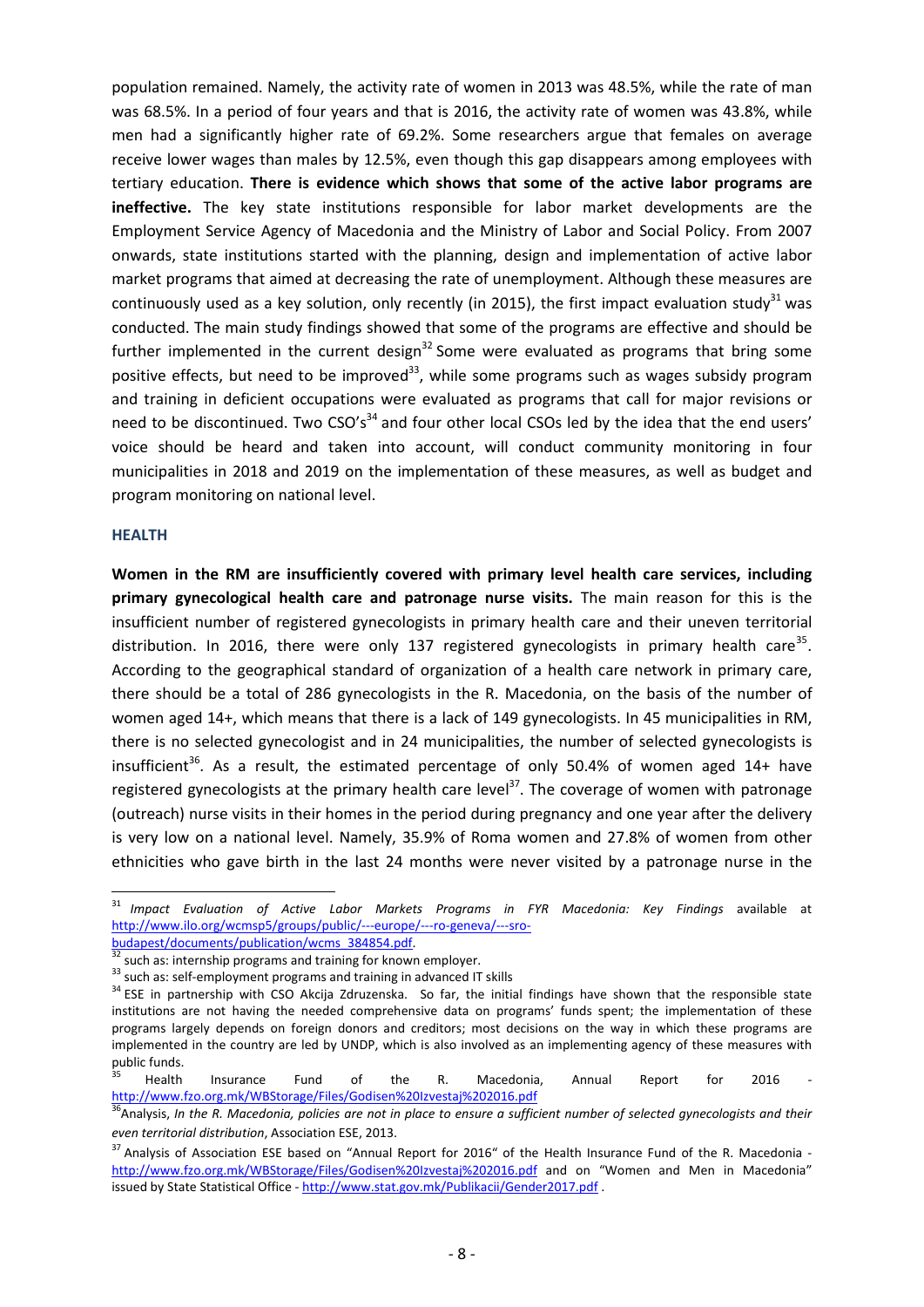population remained. Namely, the activity rate of women in 2013 was 48.5%, while the rate of man was 68.5%. In a period of four years and that is 2016, the activity rate of women was 43.8%, while men had a significantly higher rate of 69.2%. Some researchers argue that females on average receive lower wages than males by 12.5%, even though this gap disappears among employees with tertiary education. **There is evidence which shows that some of the active labor programs are ineffective.** The key state institutions responsible for labor market developments are the Employment Service Agency of Macedonia and the Ministry of Labor and Social Policy. From 2007 onwards, state institutions started with the planning, design and implementation of active labor market programs that aimed at decreasing the rate of unemployment. Although these measures are continuously used as a key solution, only recently (in 2015), the first impact evaluation study[31] was conducted. The main study findings showed that some of the programs are effective and should be further implemented in the current design[32] Some were evaluated as programs that bring some positive effects, but need to be improved[33], while some programs such as wages subsidy program and training in deficient occupations were evaluated as programs that call for major revisions or need to be discontinued. Two CSO's[34] and four other local CSOs led by the idea that the end users' voice should be heard and taken into account, will conduct community monitoring in four municipalities in 2018 and 2019 on the implementation of these measures, as well as budget and program monitoring on national level.

### HEALTH

**Women in the RM are insufficiently covered with primary level health care services, including primary gynecological health care and patronage nurse visits.** The main reason for this is the insufficient number of registered gynecologists in primary health care and their uneven territorial distribution. In 2016, there were only 137 registered gynecologists in primary health care[35]. According to the geographical standard of organization of a health care network in primary care, there should be a total of 286 gynecologists in the R. Macedonia, on the basis of the number of women aged 14+, which means that there is a lack of 149 gynecologists. In 45 municipalities in RM, there is no selected gynecologist and in 24 municipalities, the number of selected gynecologists is insufficient[36]. As a result, the estimated percentage of only 50.4% of women aged 14+ have registered gynecologists at the primary health care level[37]. The coverage of women with patronage (outreach) nurse visits in their homes in the period during pregnancy and one year after the delivery is very low on a national level. Namely, 35.9% of Roma women and 27.8% of women from other ethnicities who gave birth in the last 24 months were never visited by a patronage nurse in the

---

[31] *Impact Evaluation of Active Labor Markets Programs in FYR Macedonia: Key Findings* available at http://www.ilo.org/wcmsp5/groups/public/---europe/---ro-geneva/---sro-budapest/documents/publication/wcms_384854.pdf.

[32] such as: internship programs and training for known employer.

[33] such as: self-employment programs and training in advanced IT skills

[34] ESE in partnership with CSO Akcija Zdruzenska. So far, the initial findings have shown that the responsible state institutions are not having the needed comprehensive data on programs' funds spent; the implementation of these programs largely depends on foreign donors and creditors; most decisions on the way in which these programs are implemented in the country are led by UNDP, which is also involved as an implementing agency of these measures with public funds.

[35] Health Insurance Fund of the R. Macedonia, Annual Report for 2016 - http://www.fzo.org.mk/WBStorage/Files/Godisen%20Izvestaj%202016.pdf

[36] Analysis, *In the R. Macedonia, policies are not in place to ensure a sufficient number of selected gynecologists and their even territorial distribution*, Association ESE, 2013.

[37] Analysis of Association ESE based on "Annual Report for 2016" of the Health Insurance Fund of the R. Macedonia - http://www.fzo.org.mk/WBStorage/Files/Godisen%20Izvestaj%202016.pdf and on "Women and Men in Macedonia" issued by State Statistical Office - http://www.stat.gov.mk/Publikacii/Gender2017.pdf .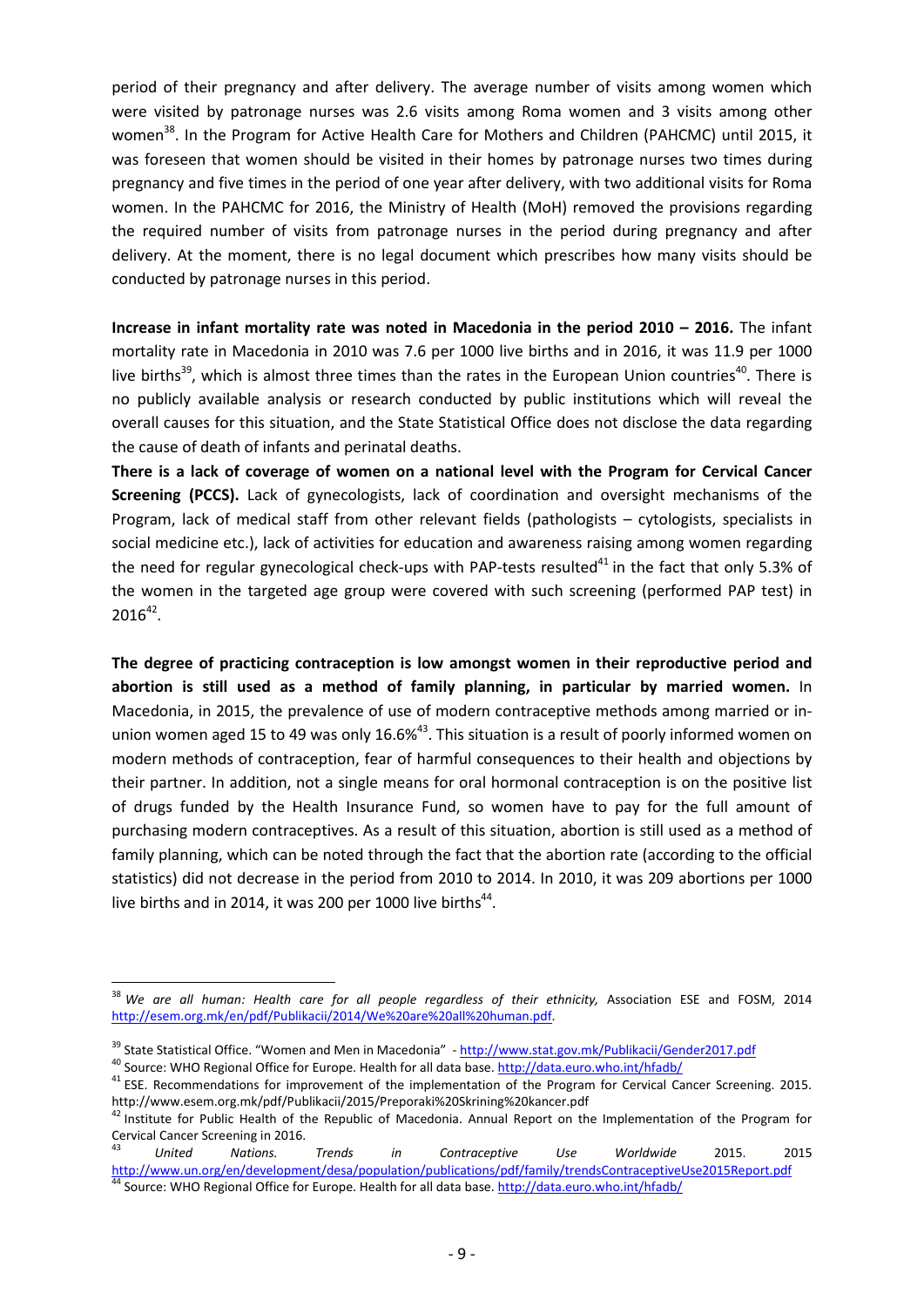period of their pregnancy and after delivery. The average number of visits among women which were visited by patronage nurses was 2.6 visits among Roma women and 3 visits among other women[38]. In the Program for Active Health Care for Mothers and Children (PAHCMC) until 2015, it was foreseen that women should be visited in their homes by patronage nurses two times during pregnancy and five times in the period of one year after delivery, with two additional visits for Roma women. In the PAHCMC for 2016, the Ministry of Health (MoH) removed the provisions regarding the required number of visits from patronage nurses in the period during pregnancy and after delivery. At the moment, there is no legal document which prescribes how many visits should be conducted by patronage nurses in this period.

**Increase in infant mortality rate was noted in Macedonia in the period 2010 – 2016.** The infant mortality rate in Macedonia in 2010 was 7.6 per 1000 live births and in 2016, it was 11.9 per 1000 live births[39], which is almost three times than the rates in the European Union countries[40]. There is no publicly available analysis or research conducted by public institutions which will reveal the overall causes for this situation, and the State Statistical Office does not disclose the data regarding the cause of death of infants and perinatal deaths.

**There is a lack of coverage of women on a national level with the Program for Cervical Cancer Screening (PCCS).** Lack of gynecologists, lack of coordination and oversight mechanisms of the Program, lack of medical staff from other relevant fields (pathologists – cytologists, specialists in social medicine etc.), lack of activities for education and awareness raising among women regarding the need for regular gynecological check-ups with PAP-tests resulted[41] in the fact that only 5.3% of the women in the targeted age group were covered with such screening (performed PAP test) in 2016[42].

**The degree of practicing contraception is low amongst women in their reproductive period and abortion is still used as a method of family planning, in particular by married women.** In Macedonia, in 2015, the prevalence of use of modern contraceptive methods among married or in-union women aged 15 to 49 was only 16.6%[43]. This situation is a result of poorly informed women on modern methods of contraception, fear of harmful consequences to their health and objections by their partner. In addition, not a single means for oral hormonal contraception is on the positive list of drugs funded by the Health Insurance Fund, so women have to pay for the full amount of purchasing modern contraceptives. As a result of this situation, abortion is still used as a method of family planning, which can be noted through the fact that the abortion rate (according to the official statistics) did not decrease in the period from 2010 to 2014. In 2010, it was 209 abortions per 1000 live births and in 2014, it was 200 per 1000 live births[44].

---

[38] *We are all human: Health care for all people regardless of their ethnicity,* Association ESE and FOSM, 2014 http://esem.org.mk/en/pdf/Publikacii/2014/We%20are%20all%20human.pdf.

[39] State Statistical Office. "Women and Men in Macedonia" - http://www.stat.gov.mk/Publikacii/Gender2017.pdf

[40] Source: WHO Regional Office for Europe. Health for all data base. http://data.euro.who.int/hfadb/

[41] ESE. Recommendations for improvement of the implementation of the Program for Cervical Cancer Screening. 2015. http://www.esem.org.mk/pdf/Publikacii/2015/Preporaki%20Skrining%20kancer.pdf

[42] Institute for Public Health of the Republic of Macedonia. Annual Report on the Implementation of the Program for Cervical Cancer Screening in 2016.

[43] *United Nations. Trends in Contraceptive Use Worldwide 2015.* 2015 http://www.un.org/en/development/desa/population/publications/pdf/family/trendsContraceptiveUse2015Report.pdf

[44] Source: WHO Regional Office for Europe. Health for all data base. http://data.euro.who.int/hfadb/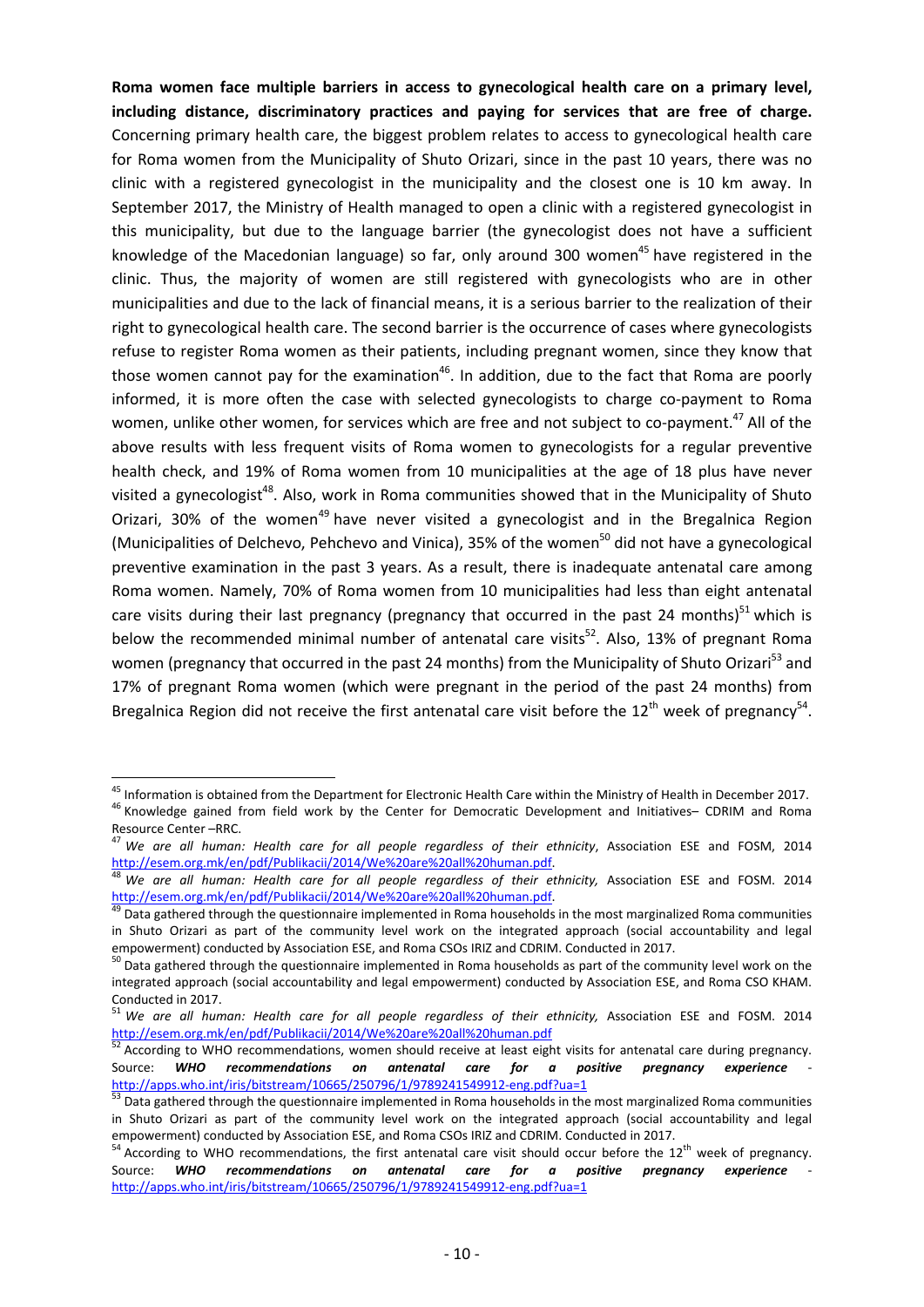**Roma women face multiple barriers in access to gynecological health care on a primary level, including distance, discriminatory practices and paying for services that are free of charge.** Concerning primary health care, the biggest problem relates to access to gynecological health care for Roma women from the Municipality of Shuto Orizari, since in the past 10 years, there was no clinic with a registered gynecologist in the municipality and the closest one is 10 km away. In September 2017, the Ministry of Health managed to open a clinic with a registered gynecologist in this municipality, but due to the language barrier (the gynecologist does not have a sufficient knowledge of the Macedonian language) so far, only around 300 women[45] have registered in the clinic. Thus, the majority of women are still registered with gynecologists who are in other municipalities and due to the lack of financial means, it is a serious barrier to the realization of their right to gynecological health care. The second barrier is the occurrence of cases where gynecologists refuse to register Roma women as their patients, including pregnant women, since they know that those women cannot pay for the examination[46]. In addition, due to the fact that Roma are poorly informed, it is more often the case with selected gynecologists to charge co-payment to Roma women, unlike other women, for services which are free and not subject to co-payment.[47] All of the above results with less frequent visits of Roma women to gynecologists for a regular preventive health check, and 19% of Roma women from 10 municipalities at the age of 18 plus have never visited a gynecologist[48]. Also, work in Roma communities showed that in the Municipality of Shuto Orizari, 30% of the women[49] have never visited a gynecologist and in the Bregalnica Region (Municipalities of Delchevo, Pehchevo and Vinica), 35% of the women[50] did not have a gynecological preventive examination in the past 3 years. As a result, there is inadequate antenatal care among Roma women. Namely, 70% of Roma women from 10 municipalities had less than eight antenatal care visits during their last pregnancy (pregnancy that occurred in the past 24 months)[51] which is below the recommended minimal number of antenatal care visits[52]. Also, 13% of pregnant Roma women (pregnancy that occurred in the past 24 months) from the Municipality of Shuto Orizari[53] and 17% of pregnant Roma women (which were pregnant in the period of the past 24 months) from Bregalnica Region did not receive the first antenatal care visit before the 12th week of pregnancy[54].

---

[45] Information is obtained from the Department for Electronic Health Care within the Ministry of Health in December 2017.

[46] Knowledge gained from field work by the Center for Democratic Development and Initiatives– CDRIM and Roma Resource Center –RRC.

[47] *We are all human: Health care for all people regardless of their ethnicity*, Association ESE and FOSM, 2014 http://esem.org.mk/en/pdf/Publikacii/2014/We%20are%20all%20human.pdf.

[48] *We are all human: Health care for all people regardless of their ethnicity,* Association ESE and FOSM. 2014 http://esem.org.mk/en/pdf/Publikacii/2014/We%20are%20all%20human.pdf.

[49] Data gathered through the questionnaire implemented in Roma households in the most marginalized Roma communities in Shuto Orizari as part of the community level work on the integrated approach (social accountability and legal empowerment) conducted by Association ESE, and Roma CSOs IRIZ and CDRIM. Conducted in 2017.

[50] Data gathered through the questionnaire implemented in Roma households as part of the community level work on the integrated approach (social accountability and legal empowerment) conducted by Association ESE, and Roma CSO KHAM. Conducted in 2017.

[51] *We are all human: Health care for all people regardless of their ethnicity,* Association ESE and FOSM. 2014 http://esem.org.mk/en/pdf/Publikacii/2014/We%20are%20all%20human.pdf

[52] According to WHO recommendations, women should receive at least eight visits for antenatal care during pregnancy. Source: ***WHO recommendations on antenatal care for a positive pregnancy experience*** - http://apps.who.int/iris/bitstream/10665/250796/1/9789241549912-eng.pdf?ua=1

[53] Data gathered through the questionnaire implemented in Roma households in the most marginalized Roma communities in Shuto Orizari as part of the community level work on the integrated approach (social accountability and legal empowerment) conducted by Association ESE, and Roma CSOs IRIZ and CDRIM. Conducted in 2017.

[54] According to WHO recommendations, the first antenatal care visit should occur before the 12th week of pregnancy. Source: ***WHO recommendations on antenatal care for a positive pregnancy experience*** - http://apps.who.int/iris/bitstream/10665/250796/1/9789241549912-eng.pdf?ua=1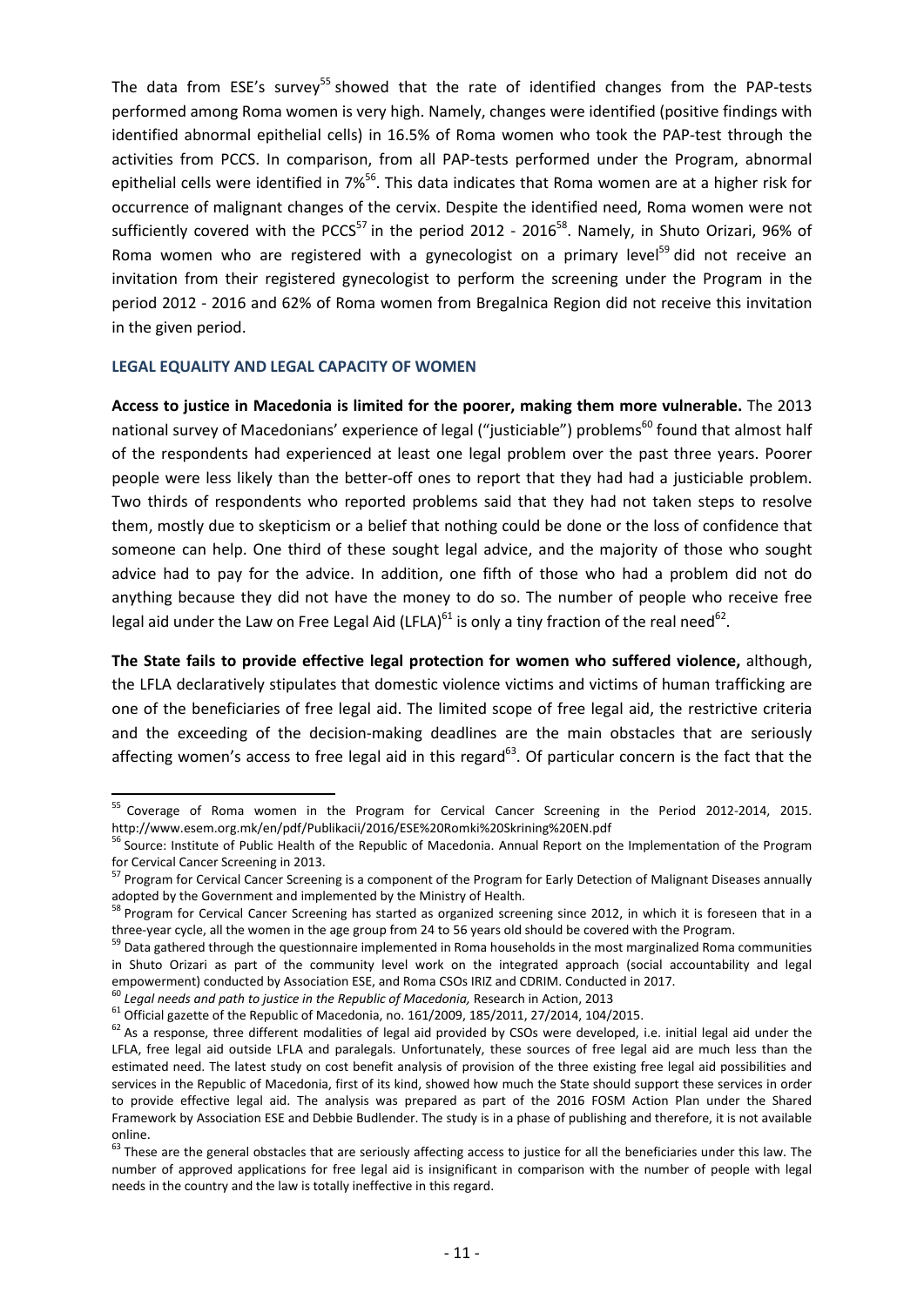The data from ESE's survey[55] showed that the rate of identified changes from the PAP-tests performed among Roma women is very high. Namely, changes were identified (positive findings with identified abnormal epithelial cells) in 16.5% of Roma women who took the PAP-test through the activities from PCCS. In comparison, from all PAP-tests performed under the Program, abnormal epithelial cells were identified in 7%[56]. This data indicates that Roma women are at a higher risk for occurrence of malignant changes of the cervix. Despite the identified need, Roma women were not sufficiently covered with the PCCS[57] in the period 2012 - 2016[58]. Namely, in Shuto Orizari, 96% of Roma women who are registered with a gynecologist on a primary level[59] did not receive an invitation from their registered gynecologist to perform the screening under the Program in the period 2012 - 2016 and 62% of Roma women from Bregalnica Region did not receive this invitation in the given period.

## LEGAL EQUALITY AND LEGAL CAPACITY OF WOMEN

**Access to justice in Macedonia is limited for the poorer, making them more vulnerable.** The 2013 national survey of Macedonians' experience of legal ("justiciable") problems[60] found that almost half of the respondents had experienced at least one legal problem over the past three years. Poorer people were less likely than the better-off ones to report that they had had a justiciable problem. Two thirds of respondents who reported problems said that they had not taken steps to resolve them, mostly due to skepticism or a belief that nothing could be done or the loss of confidence that someone can help. One third of these sought legal advice, and the majority of those who sought advice had to pay for the advice. In addition, one fifth of those who had a problem did not do anything because they did not have the money to do so. The number of people who receive free legal aid under the Law on Free Legal Aid (LFLA)[61] is only a tiny fraction of the real need[62].

**The State fails to provide effective legal protection for women who suffered violence,** although, the LFLA declaratively stipulates that domestic violence victims and victims of human trafficking are one of the beneficiaries of free legal aid. The limited scope of free legal aid, the restrictive criteria and the exceeding of the decision-making deadlines are the main obstacles that are seriously affecting women's access to free legal aid in this regard[63]. Of particular concern is the fact that the

---

[55] Coverage of Roma women in the Program for Cervical Cancer Screening in the Period 2012-2014, 2015. http://www.esem.org.mk/en/pdf/Publikacii/2016/ESE%20Romki%20Skrining%20EN.pdf

[56] Source: Institute of Public Health of the Republic of Macedonia. Annual Report on the Implementation of the Program for Cervical Cancer Screening in 2013.

[57] Program for Cervical Cancer Screening is a component of the Program for Early Detection of Malignant Diseases annually adopted by the Government and implemented by the Ministry of Health.

[58] Program for Cervical Cancer Screening has started as organized screening since 2012, in which it is foreseen that in a three-year cycle, all the women in the age group from 24 to 56 years old should be covered with the Program.

[59] Data gathered through the questionnaire implemented in Roma households in the most marginalized Roma communities in Shuto Orizari as part of the community level work on the integrated approach (social accountability and legal empowerment) conducted by Association ESE, and Roma CSOs IRIZ and CDRIM. Conducted in 2017.

[60] *Legal needs and path to justice in the Republic of Macedonia,* Research in Action, 2013

[61] Official gazette of the Republic of Macedonia, no. 161/2009, 185/2011, 27/2014, 104/2015.

[62] As a response, three different modalities of legal aid provided by CSOs were developed, i.e. initial legal aid under the LFLA, free legal aid outside LFLA and paralegals. Unfortunately, these sources of free legal aid are much less than the estimated need. The latest study on cost benefit analysis of provision of the three existing free legal aid possibilities and services in the Republic of Macedonia, first of its kind, showed how much the State should support these services in order to provide effective legal aid. The analysis was prepared as part of the 2016 FOSM Action Plan under the Shared Framework by Association ESE and Debbie Budlender. The study is in a phase of publishing and therefore, it is not available online.

[63] These are the general obstacles that are seriously affecting access to justice for all the beneficiaries under this law. The number of approved applications for free legal aid is insignificant in comparison with the number of people with legal needs in the country and the law is totally ineffective in this regard.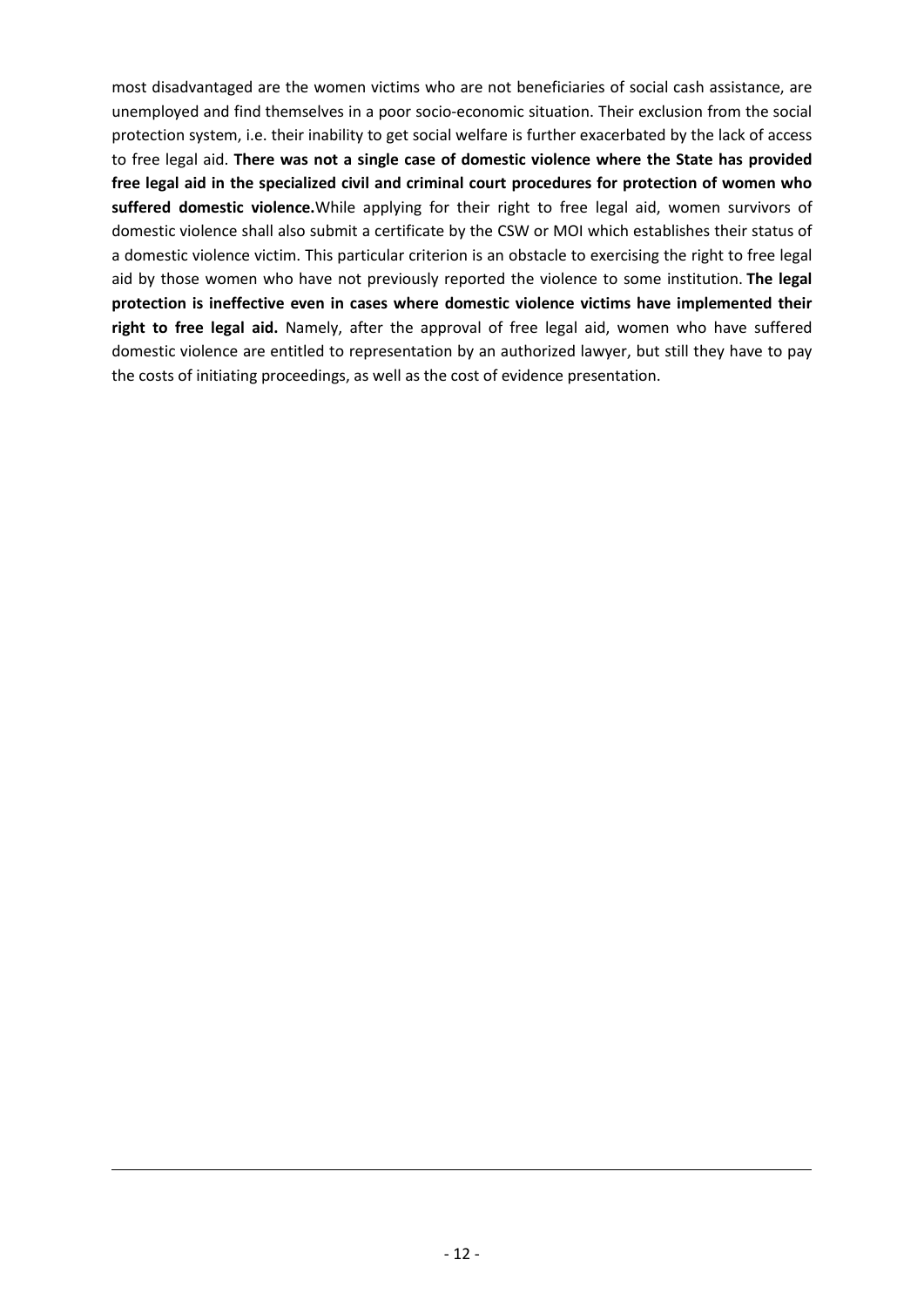most disadvantaged are the women victims who are not beneficiaries of social cash assistance, are unemployed and find themselves in a poor socio-economic situation. Their exclusion from the social protection system, i.e. their inability to get social welfare is further exacerbated by the lack of access to free legal aid. **There was not a single case of domestic violence where the State has provided free legal aid in the specialized civil and criminal court procedures for protection of women who suffered domestic violence.**While applying for their right to free legal aid, women survivors of domestic violence shall also submit a certificate by the CSW or MOI which establishes their status of a domestic violence victim. This particular criterion is an obstacle to exercising the right to free legal aid by those women who have not previously reported the violence to some institution. **The legal protection is ineffective even in cases where domestic violence victims have implemented their right to free legal aid.** Namely, after the approval of free legal aid, women who have suffered domestic violence are entitled to representation by an authorized lawyer, but still they have to pay the costs of initiating proceedings, as well as the cost of evidence presentation.